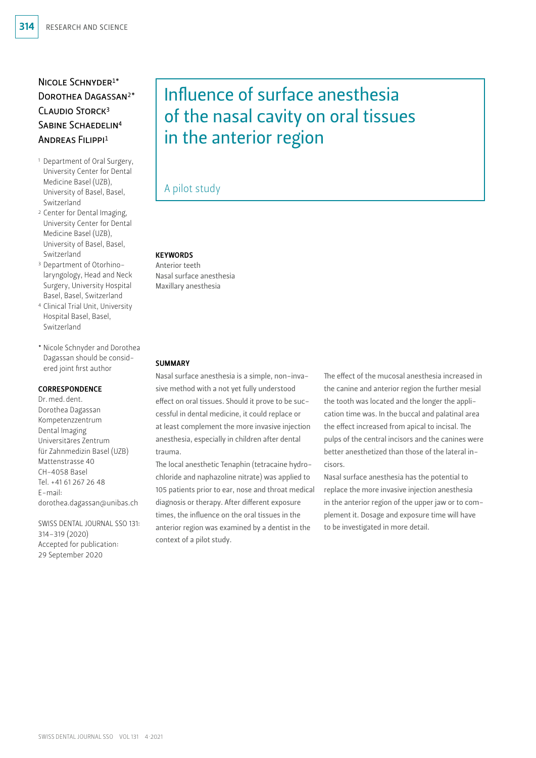Nicole Schnyder[1*]
Dorothea Dagassan[2*]
Claudio Storck[3]
Sabine Schaedelin[4]
Andreas Filippi[1]

[1] Department of Oral Surgery, University Center for Dental Medicine Basel (UZB), University of Basel, Basel, Switzerland

[2] Center for Dental Imaging, University Center for Dental Medicine Basel (UZB), University of Basel, Basel, Switzerland

[3] Department of Otorhinolaryngology, Head and Neck Surgery, University Hospital Basel, Basel, Switzerland

[4] Clinical Trial Unit, University Hospital Basel, Basel, Switzerland

\* Nicole Schnyder and Dorothea Dagassan should be considered joint first author

**CORRESPONDENCE**

Dr. med. dent.
Dorothea Dagassan
Kompetenzzentrum Dental Imaging
Universitäres Zentrum für Zahnmedizin Basel (UZB)
Mattenstrasse 40
CH-4058 Basel
Tel. +41 61 267 26 48
E-mail: dorothea.dagassan@unibas.ch

SWISS DENTAL JOURNAL SSO 131: 314–319 (2020)
Accepted for publication: 29 September 2020

# Influence of surface anesthesia of the nasal cavity on oral tissues in the anterior region

## A pilot study

**KEYWORDS**

Anterior teeth
Nasal surface anesthesia
Maxillary anesthesia

**SUMMARY**

Nasal surface anesthesia is a simple, non-invasive method with a not yet fully understood effect on oral tissues. Should it prove to be successful in dental medicine, it could replace or at least complement the more invasive injection anesthesia, especially in children after dental trauma.

The local anesthetic Tenaphin (tetracaine hydrochloride and naphazoline nitrate) was applied to 105 patients prior to ear, nose and throat medical diagnosis or therapy. After different exposure times, the influence on the oral tissues in the anterior region was examined by a dentist in the context of a pilot study.

The effect of the mucosal anesthesia increased in the canine and anterior region the further mesial the tooth was located and the longer the application time was. In the buccal and palatinal area the effect increased from apical to incisal. The pulps of the central incisors and the canines were better anesthetized than those of the lateral incisors.

Nasal surface anesthesia has the potential to replace the more invasive injection anesthesia in the anterior region of the upper jaw or to complement it. Dosage and exposure time will have to be investigated in more detail.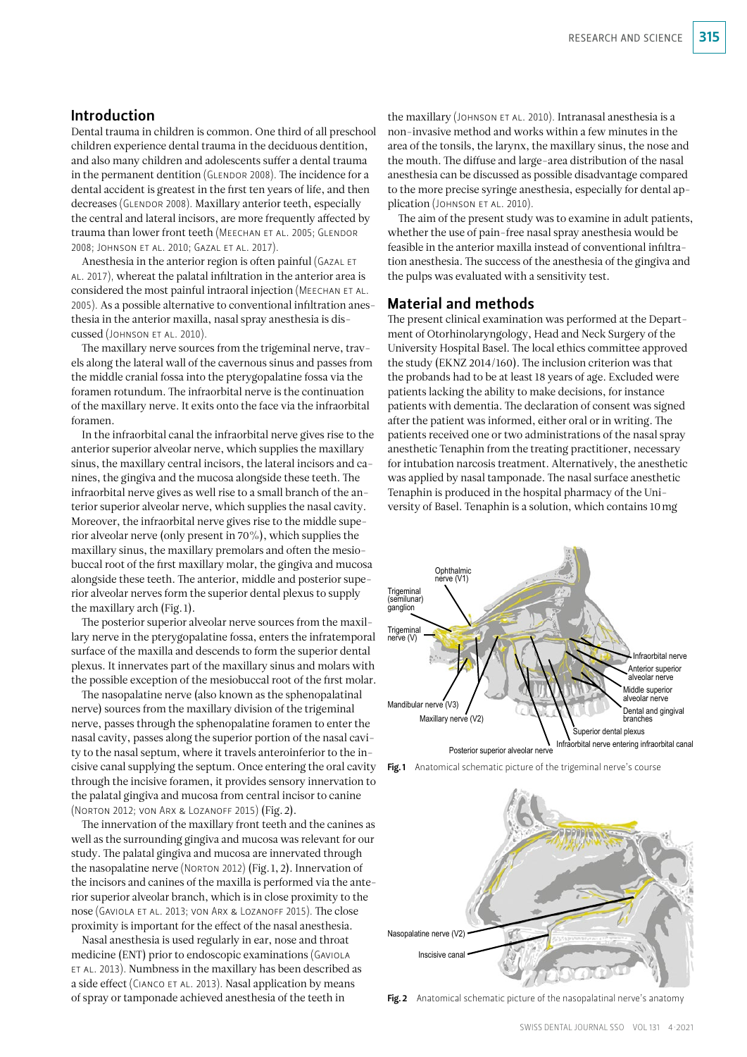## Introduction

Dental trauma in children is common. One third of all preschool children experience dental trauma in the deciduous dentition, and also many children and adolescents suffer a dental trauma in the permanent dentition (Glendor 2008). The incidence for a dental accident is greatest in the first ten years of life, and then decreases (Glendor 2008). Maxillary anterior teeth, especially the central and lateral incisors, are more frequently affected by trauma than lower front teeth (Meechan et al. 2005; Glendor 2008; Johnson et al. 2010; Gazal et al. 2017).

Anesthesia in the anterior region is often painful (Gazal et al. 2017), whereat the palatal infiltration in the anterior area is considered the most painful intraoral injection (Meechan et al. 2005). As a possible alternative to conventional infiltration anesthesia in the anterior maxilla, nasal spray anesthesia is discussed (Johnson et al. 2010).

The maxillary nerve sources from the trigeminal nerve, travels along the lateral wall of the cavernous sinus and passes from the middle cranial fossa into the pterygopalatine fossa via the foramen rotundum. The infraorbital nerve is the continuation of the maxillary nerve. It exits onto the face via the infraorbital foramen.

In the infraorbital canal the infraorbital nerve gives rise to the anterior superior alveolar nerve, which supplies the maxillary sinus, the maxillary central incisors, the lateral incisors and canines, the gingiva and the mucosa alongside these teeth. The infraorbital nerve gives as well rise to a small branch of the anterior superior alveolar nerve, which supplies the nasal cavity. Moreover, the infraorbital nerve gives rise to the middle superior alveolar nerve (only present in 70%), which supplies the maxillary sinus, the maxillary premolars and often the mesiobuccal root of the first maxillary molar, the gingiva and mucosa alongside these teeth. The anterior, middle and posterior superior alveolar nerves form the superior dental plexus to supply the maxillary arch (Fig. 1).

The posterior superior alveolar nerve sources from the maxillary nerve in the pterygopalatine fossa, enters the infratemporal surface of the maxilla and descends to form the superior dental plexus. It innervates part of the maxillary sinus and molars with the possible exception of the mesiobuccal root of the first molar.

The nasopalatine nerve (also known as the sphenopalatine nerve) sources from the maxillary division of the trigeminal nerve, passes through the sphenopalatine foramen to enter the nasal cavity, passes along the superior portion of the nasal cavity to the nasal septum, where it travels anteroinferior to the incisive canal supplying the septum. Once entering the oral cavity through the incisive foramen, it provides sensory innervation to the palatal gingiva and mucosa from central incisor to canine (Norton 2012; von Arx & Lozanoff 2015) (Fig. 2).

The innervation of the maxillary front teeth and the canines as well as the surrounding gingiva and mucosa was relevant for our study. The palatal gingiva and mucosa are innervated through the nasopalatine nerve (Norton 2012) (Fig. 1, 2). Innervation of the incisors and canines of the maxilla is performed via the anterior superior alveolar branch, which is in close proximity to the nose (Gaviola et al. 2013; von Arx & Lozanoff 2015). The close proximity is important for the effect of the nasal anesthesia.

Nasal anesthesia is used regularly in ear, nose and throat medicine (ENT) prior to endoscopic examinations (Gaviola et al. 2013). Numbness in the maxillary has been described as a side effect (Cianco et al. 2013). Nasal application by means of spray or tamponade achieved anesthesia of the teeth in the maxillary (Johnson et al. 2010). Intranasal anesthesia is a non-invasive method and works within a few minutes in the area of the tonsils, the larynx, the maxillary sinus, the nose and the mouth. The diffuse and large-area distribution of the nasal anesthesia can be discussed as possible disadvantage compared to the more precise syringe anesthesia, especially for dental application (Johnson et al. 2010).

The aim of the present study was to examine in adult patients, whether the use of pain-free nasal spray anesthesia would be feasible in the anterior maxilla instead of conventional infiltration anesthesia. The success of the anesthesia of the gingiva and the pulps was evaluated with a sensitivity test.

## Material and methods

The present clinical examination was performed at the Department of Otorhinolaryngology, Head and Neck Surgery of the University Hospital Basel. The local ethics committee approved the study (EKNZ 2014/160). The inclusion criterion was that the probands had to be at least 18 years of age. Excluded were patients lacking the ability to make decisions, for instance patients with dementia. The declaration of consent was signed after the patient was informed, either oral or in writing. The patients received one or two administrations of the nasal spray anesthetic Tenaphin from the treating practitioner, necessary for intubation narcosis treatment. Alternatively, the anesthetic was applied by nasal tamponade. The nasal surface anesthetic Tenaphin is produced in the hospital pharmacy of the University of Basel. Tenaphin is a solution, which contains 10 mg

Fig. 1 Anatomical schematic picture of the trigeminal nerve's course

Fig. 2 Anatomical schematic picture of the nasopalatinal nerve's anatomy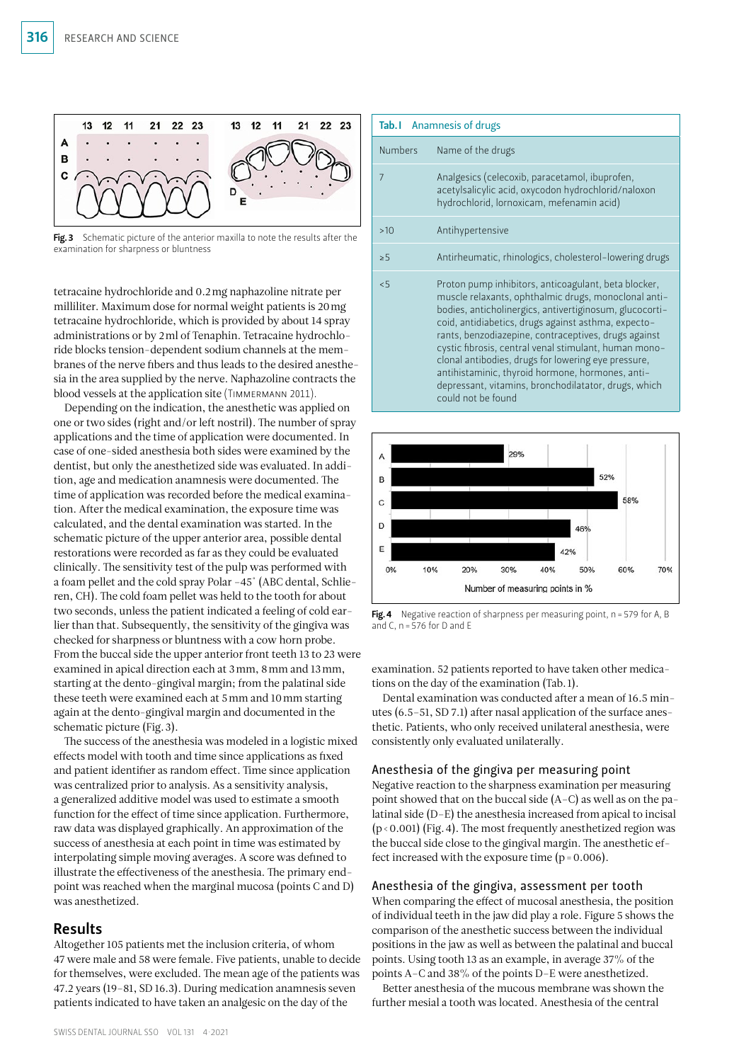Fig. 3 Schematic picture of the anterior maxilla to note the results after the examination for sharpness or bluntness

tetracaine hydrochloride and 0.2 mg naphazoline nitrate per milliliter. Maximum dose for normal weight patients is 20 mg tetracaine hydrochloride, which is provided by about 14 spray administrations or by 2 ml of Tenaphin. Tetracaine hydrochloride blocks tension-dependent sodium channels at the membranes of the nerve fibers and thus leads to the desired anesthesia in the area supplied by the nerve. Naphazoline contracts the blood vessels at the application site (Timmermann 2011).

Depending on the indication, the anesthetic was applied on one or two sides (right and/or left nostril). The number of spray applications and the time of application were documented. In case of one-sided anesthesia both sides were examined by the dentist, but only the anesthetized side was evaluated. In addition, age and medication anamnesis were documented. The time of application was recorded before the medical examination. After the medical examination, the exposure time was calculated, and the dental examination was started. In the schematic picture of the upper anterior area, possible dental restorations were recorded as far as they could be evaluated clinically. The sensitivity test of the pulp was performed with a foam pellet and the cold spray Polar −45° (ABC dental, Schlieren, CH). The cold foam pellet was held to the tooth for about two seconds, unless the patient indicated a feeling of cold earlier than that. Subsequently, the sensitivity of the gingiva was checked for sharpness or bluntness with a cow horn probe. From the buccal side the upper anterior front teeth 13 to 23 were examined in apical direction each at 3 mm, 8 mm and 13 mm, starting at the dento-gingival margin; from the palatinal side these teeth were examined each at 5 mm and 10 mm starting again at the dento-gingival margin and documented in the schematic picture (Fig. 3).

The success of the anesthesia was modeled in a logistic mixed effects model with tooth and time since applications as fixed and patient identifier as random effect. Time since application was centralized prior to analysis. As a sensitivity analysis, a generalized additive model was used to estimate a smooth function for the effect of time since application. Furthermore, raw data was displayed graphically. An approximation of the success of anesthesia at each point in time was estimated by interpolating simple moving averages. A score was defined to illustrate the effectiveness of the anesthesia. The primary endpoint was reached when the marginal mucosa (points C and D) was anesthetized.

## Results

Altogether 105 patients met the inclusion criteria, of whom 47 were male and 58 were female. Five patients, unable to decide for themselves, were excluded. The mean age of the patients was 47.2 years (19–81, SD 16.3). During medication anamnesis seven patients indicated to have taken an analgesic on the day of the examination. 52 patients reported to have taken other medications on the day of the examination (Tab. 1).

**Tab. I** Anamnesis of drugs

| Numbers | Name of the drugs |
|---|---|
| 7 | Analgesics (celecoxib, paracetamol, ibuprofen, acetylsalicylic acid, oxycodon hydrochlorid/naloxon hydrochlorid, lornoxicam, mefenamin acid) |
| >10 | Antihypertensive |
| ≥5 | Antirheumatic, rhinologics, cholesterol-lowering drugs |
| <5 | Proton pump inhibitors, anticoagulant, beta blocker, muscle relaxants, ophthalmic drugs, monoclonal antibodies, anticholinergics, antivertiginosum, glucocorticoid, antidiabetics, drugs against asthma, expectorants, benzodiazepine, contraceptives, drugs against cystic fibrosis, central venal stimulant, human monoclonal antibodies, drugs for lowering eye pressure, antihistaminic, thyroid hormone, hormones, antidepressant, vitamins, bronchodilatator, drugs, which could not be found |

Fig. 4 Negative reaction of sharpness per measuring point, n = 579 for A, B and C, n = 576 for D and E

Dental examination was conducted after a mean of 16.5 minutes (6.5–51, SD 7.1) after nasal application of the surface anesthetic. Patients, who only received unilateral anesthesia, were consistently only evaluated unilaterally.

### Anesthesia of the gingiva per measuring point

Negative reaction to the sharpness examination per measuring point showed that on the buccal side (A–C) as well as on the palatinal side (D–E) the anesthesia increased from apical to incisal ($p < 0.001$) (Fig. 4). The most frequently anesthetized region was the buccal side close to the gingival margin. The anesthetic effect increased with the exposure time ($p = 0.006$).

### Anesthesia of the gingiva, assessment per tooth

When comparing the effect of mucosal anesthesia, the position of individual teeth in the jaw did play a role. Figure 5 shows the comparison of the anesthetic success between the individual positions in the jaw as well as between the palatinal and buccal points. Using tooth 13 as an example, in average 37% of the points A–C and 38% of the points D–E were anesthetized.

Better anesthesia of the mucous membrane was shown the further mesial a tooth was located. Anesthesia of the central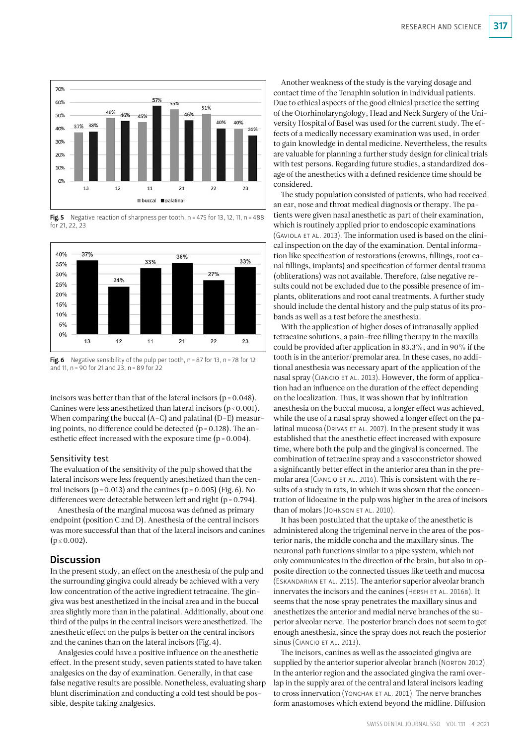Fig. 5 Negative reaction of sharpness per tooth, n = 475 for 13, 12, 11, n = 488 for 21, 22, 23

Fig. 6 Negative sensibility of the pulp per tooth, n = 87 for 13, n = 78 for 12 and 11, n = 90 for 21 and 23, n = 89 for 22

incisors was better than that of the lateral incisors ($p = 0.048$). Canines were less anesthetized than lateral incisors ($p < 0.001$). When comparing the buccal (A–C) and palatinal (D–E) measuring points, no difference could be detected ($p = 0.128$). The anesthetic effect increased with the exposure time ($p = 0.004$).

### Sensitivity test

The evaluation of the sensitivity of the pulp showed that the lateral incisors were less frequently anesthetized than the central incisors ($p = 0.013$) and the canines ($p = 0.005$) (Fig. 6). No differences were detectable between left and right ($p = 0.794$).

Anesthesia of the marginal mucosa was defined as primary endpoint (position C and D). Anesthesia of the central incisors was more successful than that of the lateral incisors and canines ($p \leq 0.002$).

## Discussion

In the present study, an effect on the anesthesia of the pulp and the surrounding gingiva could already be achieved with a very low concentration of the active ingredient tetracaine. The gingiva was best anesthetized in the incisal area and in the buccal area slightly more than in the palatinal. Additionally, about one third of the pulps in the central incisors were anesthetized. The anesthetic effect on the pulps is better on the central incisors and the canines than on the lateral incisors (Fig. 4).

Analgesics could have a positive influence on the anesthetic effect. In the present study, seven patients stated to have taken analgesics on the day of examination. Generally, in that case false negative results are possible. Nonetheless, evaluating sharp blunt discrimination and conducting a cold test should be possible, despite taking analgesics.

Another weakness of the study is the varying dosage and contact time of the Tenaphin solution in individual patients. Due to ethical aspects of the good clinical practice the setting of the Otorhinolaryngology, Head and Neck Surgery of the University Hospital of Basel was used for the current study. The effects of a medically necessary examination was used, in order to gain knowledge in dental medicine. Nevertheless, the results are valuable for planning a further study design for clinical trials with test persons. Regarding future studies, a standardized dosage of the anesthetics with a defined residence time should be considered.

The study population consisted of patients, who had received an ear, nose and throat medical diagnosis or therapy. The patients were given nasal anesthetic as part of their examination, which is routinely applied prior to endoscopic examinations (Gaviola et al. 2013). The information used is based on the clinical inspection on the day of the examination. Dental information like specification of restorations (crowns, fillings, root canal fillings, implants) and specification of former dental trauma (obliterations) was not available. Therefore, false negative results could not be excluded due to the possible presence of implants, obliterations and root canal treatments. A further study should include the dental history and the pulp status of its probands as well as a test before the anesthesia.

With the application of higher doses of intranasally applied tetracaine solutions, a pain-free filling therapy in the maxilla could be provided after application in 83.3%, and in 90% if the tooth is in the anterior/premolar area. In these cases, no additional anesthesia was necessary apart of the application of the nasal spray (Ciancio et al. 2013). However, the form of application had an influence on the duration of the effect depending on the localization. Thus, it was shown that by infiltration anesthesia on the buccal mucosa, a longer effect was achieved, while the use of a nasal spray showed a longer effect on the palatinal mucosa (Drivas et al. 2007). In the present study it was established that the anesthetic effect increased with exposure time, where both the pulp and the gingival is concerned. The combination of tetracaine spray and a vasoconstrictor showed a significantly better effect in the anterior area than in the premolar area (Ciancio et al. 2016). This is consistent with the results of a study in rats, in which it was shown that the concentration of lidocaine in the pulp was higher in the area of incisors than of molars (Johnson et al. 2010).

It has been postulated that the uptake of the anesthetic is administered along the trigeminal nerve in the area of the posterior naris, the middle concha and the maxillary sinus. The neuronal path functions similar to a pipe system, which not only communicates in the direction of the brain, but also in opposite direction to the connected tissues like teeth and mucosa (Eskandarian et al. 2015). The anterior superior alveolar branch innervates the incisors and the canines (Hersh et al. 2016b). It seems that the nose spray penetrates the maxillary sinus and anesthetizes the anterior and medial nerve branches of the superior alveolar nerve. The posterior branch does not seem to get enough anesthesia, since the spray does not reach the posterior sinus (Ciancio et al. 2013).

The incisors, canines as well as the associated gingiva are supplied by the anterior superior alveolar branch (Norton 2012). In the anterior region and the associated gingiva the rami overlap in the supply area of the central and lateral incisors leading to cross innervation (Yonchak et al. 2001). The nerve branches form anastomoses which extend beyond the midline. Diffusion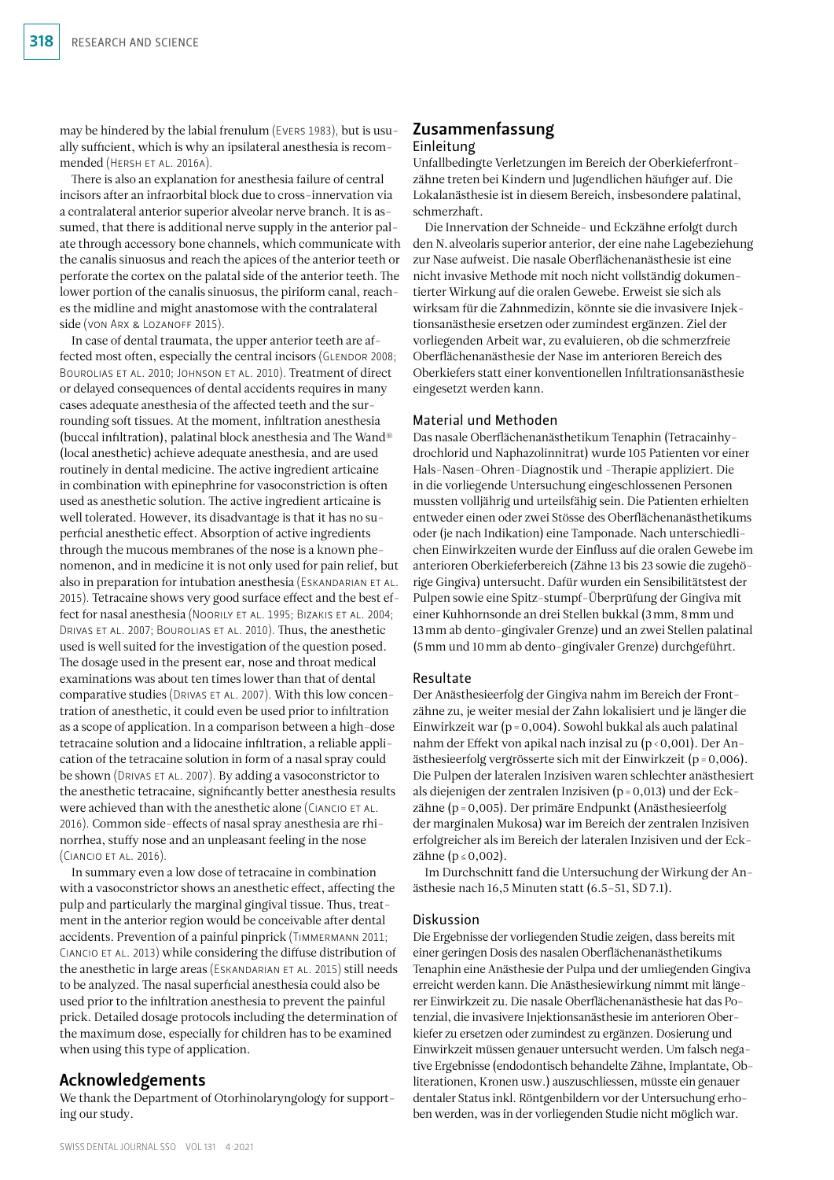may be hindered by the labial frenulum (Evers 1983), but is usually sufficient, which is why an ipsilateral anesthesia is recommended (Hersh et al. 2016a).

There is also an explanation for anesthesia failure of central incisors after an infraorbital block due to cross-innervation via a contralateral anterior superior alveolar nerve branch. It is assumed, that there is additional nerve supply in the anterior palate through accessory bone channels, which communicate with the canalis sinuosus and reach the apices of the anterior teeth or perforate the cortex on the palatal side of the anterior teeth. The lower portion of the canalis sinuosus, the piriform canal, reaches the midline and might anastomose with the contralateral side (von Arx & Lozanoff 2015).

In case of dental traumata, the upper anterior teeth are affected most often, especially the central incisors (Glendor 2008; Bourolias et al. 2010; Johnson et al. 2010). Treatment of direct or delayed consequences of dental accidents requires in many cases adequate anesthesia of the affected teeth and the surrounding soft tissues. At the moment, infiltration anesthesia (buccal infiltration), palatinal block anesthesia and The Wand® (local anesthetic) achieve adequate anesthesia, and are used routinely in dental medicine. The active ingredient articaine in combination with epinephrine for vasoconstriction is often used as anesthetic solution. The active ingredient articaine is well tolerated. However, its disadvantage is that it has no superficial anesthetic effect. Absorption of active ingredients through the mucous membranes of the nose is a known phenomenon, and in medicine it is not only used for pain relief, but also in preparation for intubation anesthesia (Eskandarian et al. 2015). Tetracaine shows very good surface effect and the best effect for nasal anesthesia (Noorily et al. 1995; Bizakis et al. 2004; Drivas et al. 2007; Bourolias et al. 2010). Thus, the anesthetic used is well suited for the investigation of the question posed. The dosage used in the present ear, nose and throat medical examinations was about ten times lower than that of dental comparative studies (Drivas et al. 2007). With this low concentration of anesthetic, it could even be used prior to infiltration as a scope of application. In a comparison between a high-dose tetracaine solution and a lidocaine infiltration, a reliable application of the tetracaine solution in form of a nasal spray could be shown (Drivas et al. 2007). By adding a vasoconstrictor to the anesthetic tetracaine, significantly better anesthesia results were achieved than with the anesthetic alone (Ciancio et al. 2016). Common side-effects of nasal spray anesthesia are rhinorrhea, stuffy nose and an unpleasant feeling in the nose (Ciancio et al. 2016).

In summary even a low dose of tetracaine in combination with a vasoconstrictor shows an anesthetic effect, affecting the pulp and particularly the marginal gingival tissue. Thus, treatment in the anterior region would be conceivable after dental accidents. Prevention of a painful pinprick (Timmermann 2011; Ciancio et al. 2013) while considering the diffuse distribution of the anesthetic in large areas (Eskandarian et al. 2015) still needs to be analyzed. The nasal superficial anesthesia could also be used prior to the infiltration anesthesia to prevent the painful prick. Detailed dosage protocols including the determination of the maximum dose, especially for children has to be examined when using this type of application.

## Acknowledgements

We thank the Department of Otorhinolaryngology for supporting our study.

## Zusammenfassung

### Einleitung

Unfallbedingte Verletzungen im Bereich der Oberkieferfrontzähne treten bei Kindern und Jugendlichen häufiger auf. Die Lokalanästhesie ist in diesem Bereich, insbesondere palatinal, schmerzhaft.

Die Innervation der Schneide- und Eckzähne erfolgt durch den N. alveolaris superior anterior, der eine nahe Lagebeziehung zur Nase aufweist. Die nasale Oberflächenanästhesie ist eine nicht invasive Methode mit noch nicht vollständig dokumentierter Wirkung auf die oralen Gewebe. Erweist sie sich als wirksam für die Zahnmedizin, könnte sie die invasivere Injektionsanästhesie ersetzen oder zumindest ergänzen. Ziel der vorliegenden Arbeit war, zu evaluieren, ob die schmerzfreie Oberflächenanästhesie der Nase im anterioren Bereich des Oberkiefers statt einer konventionellen Infiltrationsanästhesie eingesetzt werden kann.

### Material und Methoden

Das nasale Oberflächenanästhetikum Tenaphin (Tetracainhydrochlorid und Naphazolinnitrat) wurde 105 Patienten vor einer Hals-Nasen-Ohren-Diagnostik und -Therapie appliziert. Die in die vorliegende Untersuchung eingeschlossenen Personen mussten volljährig und urteilsfähig sein. Die Patienten erhielten entweder einen oder zwei Stösse des Oberflächenanästhetikums oder (je nach Indikation) eine Tamponade. Nach unterschiedlichen Einwirkzeiten wurde der Einfluss auf die oralen Gewebe im anterioren Oberkieferbereich (Zähne 13 bis 23 sowie die zugehörige Gingiva) untersucht. Dafür wurden ein Sensibilitätstest der Pulpen sowie eine Spitz-stumpf-Überprüfung der Gingiva mit einer Kuhhornsonde an drei Stellen bukkal (3 mm, 8 mm und 13 mm ab dento-gingivaler Grenze) und an zwei Stellen palatinal (5 mm und 10 mm ab dento-gingivaler Grenze) durchgeführt.

### Resultate

Der Anästhesieerfolg der Gingiva nahm im Bereich der Frontzähne zu, je weiter mesial der Zahn lokalisiert und je länger die Einwirkzeit war ($p = 0{,}004$). Sowohl bukkal als auch palatinal nahm der Effekt von apikal nach inzisal zu ($p < 0{,}001$). Der Anästhesieerfolg vergrösserte sich mit der Einwirkzeit ($p = 0{,}006$). Die Pulpen der lateralen Inzisiven waren schlechter anästhesiert als diejenigen der zentralen Inzisiven ($p = 0{,}013$) und der Eckzähne ($p = 0{,}005$). Der primäre Endpunkt (Anästhesieerfolg der marginalen Mukosa) war im Bereich der zentralen Inzisiven erfolgreicher als im Bereich der lateralen Inzisiven und der Eckzähne ($p \leq 0{,}002$).

Im Durchschnitt fand die Untersuchung der Wirkung der Anästhesie nach 16,5 Minuten statt (6.5–51, SD 7.1).

### Diskussion

Die Ergebnisse der vorliegenden Studie zeigen, dass bereits mit einer geringen Dosis des nasalen Oberflächenanästhetikums Tenaphin eine Anästhesie der Pulpa und der umliegenden Gingiva erreicht werden kann. Die Anästhesiewirkung nimmt mit längerer Einwirkzeit zu. Die nasale Oberflächenanästhesie hat das Potenzial, die invasivere Injektionsanästhesie im anterioren Oberkiefer zu ersetzen oder zumindest zu ergänzen. Dosierung und Einwirkzeit müssen genauer untersucht werden. Um falsch negative Ergebnisse (endodontisch behandelte Zähne, Implantate, Obliterationen, Kronen usw.) auszuschliessen, müsste ein genauer dentaler Status inkl. Röntgenbildern vor der Untersuchung erhoben werden, was in der vorliegenden Studie nicht möglich war.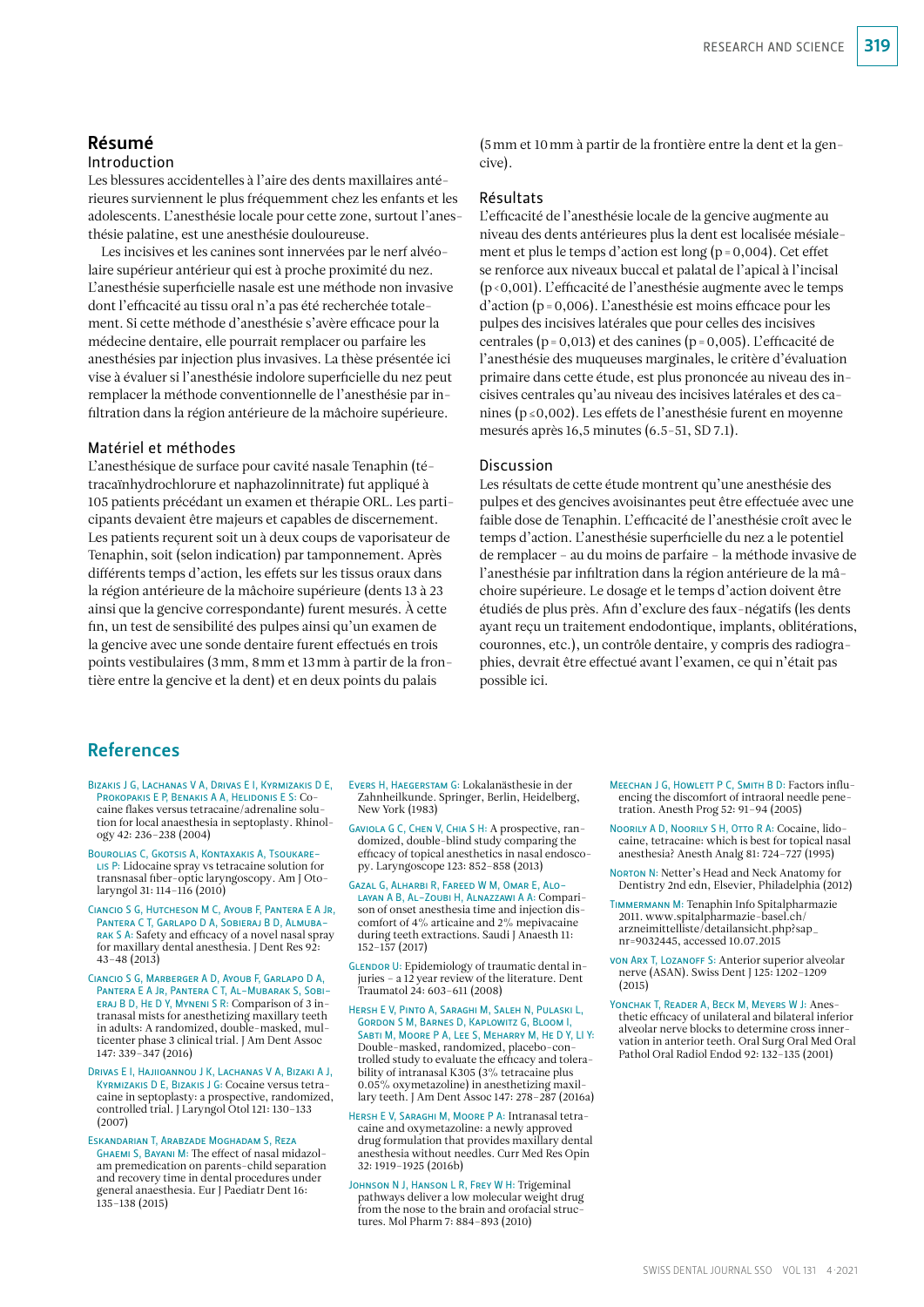## Résumé

### Introduction

Les blessures accidentelles à l'aire des dents maxillaires antérieures surviennent le plus fréquemment chez les enfants et les adolescents. L'anesthésie locale pour cette zone, surtout l'anesthésie palatine, est une anesthésie douloureuse.

Les incisives et les canines sont innervées par le nerf alvéolaire supérieur antérieur qui est à proche proximité du nez. L'anesthésie superficielle nasale est une méthode non invasive dont l'efficacité au tissu oral n'a pas été recherchée totalement. Si cette méthode d'anesthésie s'avère efficace pour la médecine dentaire, elle pourrait remplacer ou parfaire les anesthésies par injection plus invasives. La thèse présentée ici vise à évaluer si l'anesthésie indolore superficielle du nez peut remplacer la méthode conventionnelle de l'anesthésie par infiltration dans la région antérieure de la mâchoire supérieure.

### Matériel et méthodes

L'anesthésique de surface pour cavité nasale Tenaphin (tétracaïnhydrochlorure et naphazolinnitrate) fut appliqué à 105 patients précédant un examen et thérapie ORL. Les participants devaient être majeurs et capables de discernement. Les patients reçurent soit un à deux coups de vaporisateur de Tenaphin, soit (selon indication) par tamponnement. Après différents temps d'action, les effets sur les tissus oraux dans la région antérieure de la mâchoire supérieure (dents 13 à 23 ainsi que la gencive correspondante) furent mesurés. À cette fin, un test de sensibilité des pulpes ainsi qu'un examen de la gencive avec une sonde dentaire furent effectués en trois points vestibulaires (3 mm, 8 mm et 13 mm à partir de la frontière entre la gencive et la dent) et en deux points du palais (5 mm et 10 mm à partir de la frontière entre la dent et la gencive).

### Résultats

L'efficacité de l'anesthésie locale de la gencive augmente au niveau des dents antérieures plus la dent est localisée mésialement et plus le temps d'action est long ($p = 0{,}004$). Cet effet se renforce aux niveaux buccal et palatal de l'apical à l'incisal ($p < 0{,}001$). L'efficacité de l'anesthésie augmente avec le temps d'action ($p = 0{,}006$). L'anesthésie est moins efficace pour les pulpes des incisives latérales que pour celles des incisives centrales ($p = 0{,}013$) et des canines ($p = 0{,}005$). L'efficacité de l'anesthésie des muqueuses marginales, le critère d'évaluation primaire dans cette étude, est plus prononcée au niveau des incisives centrales qu'au niveau des incisives latérales et des canines ($p \leq 0{,}002$). Les effets de l'anesthésie furent en moyenne mesurés après 16,5 minutes (6.5–51, SD 7.1).

### Discussion

Les résultats de cette étude montrent qu'une anesthésie des pulpes et des gencives avoisinantes peut être effectuée avec une faible dose de Tenaphin. L'efficacité de l'anesthésie croît avec le temps d'action. L'anesthésie superficielle du nez a le potentiel de remplacer – au du moins de parfaire – la méthode invasive de l'anesthésie par infiltration dans la région antérieure de la mâchoire supérieure. Le dosage et le temps d'action doivent être étudiés de plus près. Afin d'exclure des faux-négatifs (les dents ayant reçu un traitement endodontique, implants, oblitérations, couronnes, etc.), un contrôle dentaire, y compris des radiographies, devrait être effectué avant l'examen, ce qui n'était pas possible ici.

## References

Bizakis J G, Lachanas V A, Drivas E I, Kyrmizakis D E, Prokopakis E P, Benakis A A, Helidonis E S: Cocaine flakes versus tetracaine/adrenaline solution for local anaesthesia in septoplasty. Rhinology 42: 236–238 (2004)

Bourolias C, Gkotsis A, Kontaxakis A, Tsoukarelis P: Lidocaine spray vs tetracaine solution for transnasal fiber-optic laryngoscopy. Am J Otolaryngol 31: 114–116 (2010)

Ciancio S G, Hutcheson M C, Ayoub F, Pantera E A Jr, Pantera C T, Garlapo D A, Sobieraj B D, Almubarak S A: Safety and efficacy of a novel nasal spray for maxillary dental anesthesia. J Dent Res 92: 43–48 (2013)

Ciancio S G, Marberger A D, Ayoub F, Garlapo D A, Pantera E A Jr, Pantera C T, Al-Mubarak S, Sobieraj B D, He D Y, Myneni S R: Comparison of 3 intranasal mists for anesthetizing maxillary teeth in adults: A randomized, double-masked, multicenter phase 3 clinical trial. J Am Dent Assoc 147: 339–347 (2016)

Drivas E I, Hajiioannou J K, Lachanas V A, Bizaki A J, Kyrmizakis D E, Bizakis J G: Cocaine versus tetracaine in septoplasty: a prospective, randomized, controlled trial. J Laryngol Otol 121: 130–133 (2007)

Eskandarian T, Arabzade Moghadam S, Reza Ghaemi S, Bayani M: The effect of nasal midazolam premedication on parents-child separation and recovery time in dental procedures under general anaesthesia. Eur J Paediatr Dent 16: 135–138 (2015)

Evers H, Haegerstam G: Lokalanästhesie in der Zahnheilkunde. Springer, Berlin, Heidelberg, New York (1983)

Gaviola G C, Chen V, Chia S H: A prospective, randomized, double-blind study comparing the efficacy of topical anesthetics in nasal endoscopy. Laryngoscope 123: 852–858 (2013)

Gazal G, Alharbi R, Fareed W M, Omar E, Alolayan A B, Al-Zoubi H, Alnazzawi A A: Comparison of onset anesthesia time and injection discomfort of 4% articaine and 2% mepivacaine during teeth extractions. Saudi J Anaesth 11: 152–157 (2017)

Glendor U: Epidemiology of traumatic dental injuries – a 12 year review of the literature. Dent Traumatol 24: 603–611 (2008)

Hersh E V, Pinto A, Saraghi M, Saleh N, Pulaski L, Gordon S M, Barnes D, Kaplowitz G, Bloom I, Sabti M, Moore P A, Lee S, Meharry M, He D Y, Li Y: Double-masked, randomized, placebo-controlled study to evaluate the efficacy and tolerability of intranasal K305 (3% tetracaine plus 0.05% oxymetazoline) in anesthetizing maxillary teeth. J Am Dent Assoc 147: 278–287 (2016a)

Hersh E V, Saraghi M, Moore P A: Intranasal tetracaine and oxymetazoline: a newly approved drug formulation that provides maxillary dental anesthesia without needles. Curr Med Res Opin 32: 1919–1925 (2016b)

Johnson N J, Hanson L R, Frey W H: Trigeminal pathways deliver a low molecular weight drug from the nose to the brain and orofacial structures. Mol Pharm 7: 884–893 (2010)

Meechan J G, Howlett P C, Smith B D: Factors influencing the discomfort of intraoral needle penetration. Anesth Prog 52: 91–94 (2005)

Noorily A D, Noorily S H, Otto R A: Cocaine, lidocaine, tetracaine: which is best for topical nasal anesthesia? Anesth Analg 81: 724–727 (1995)

Norton N: Netter's Head and Neck Anatomy for Dentistry 2nd edn, Elsevier, Philadelphia (2012)

Timmermann M: Tenaphin Info Spitalpharmazie 2011. www.spitalpharmazie-basel.ch/arzneimittelliste/detailansicht.php?sap_nr=9032445, accessed 10.07.2015

von Arx T, Lozanoff S: Anterior superior alveolar nerve (ASAN). Swiss Dent J 125: 1202–1209 (2015)

Yonchak T, Reader A, Beck M, Meyers W J: Anesthetic efficacy of unilateral and bilateral inferior alveolar nerve blocks to determine cross innervation in anterior teeth. Oral Surg Oral Med Oral Pathol Oral Radiol Endod 92: 132–135 (2001)